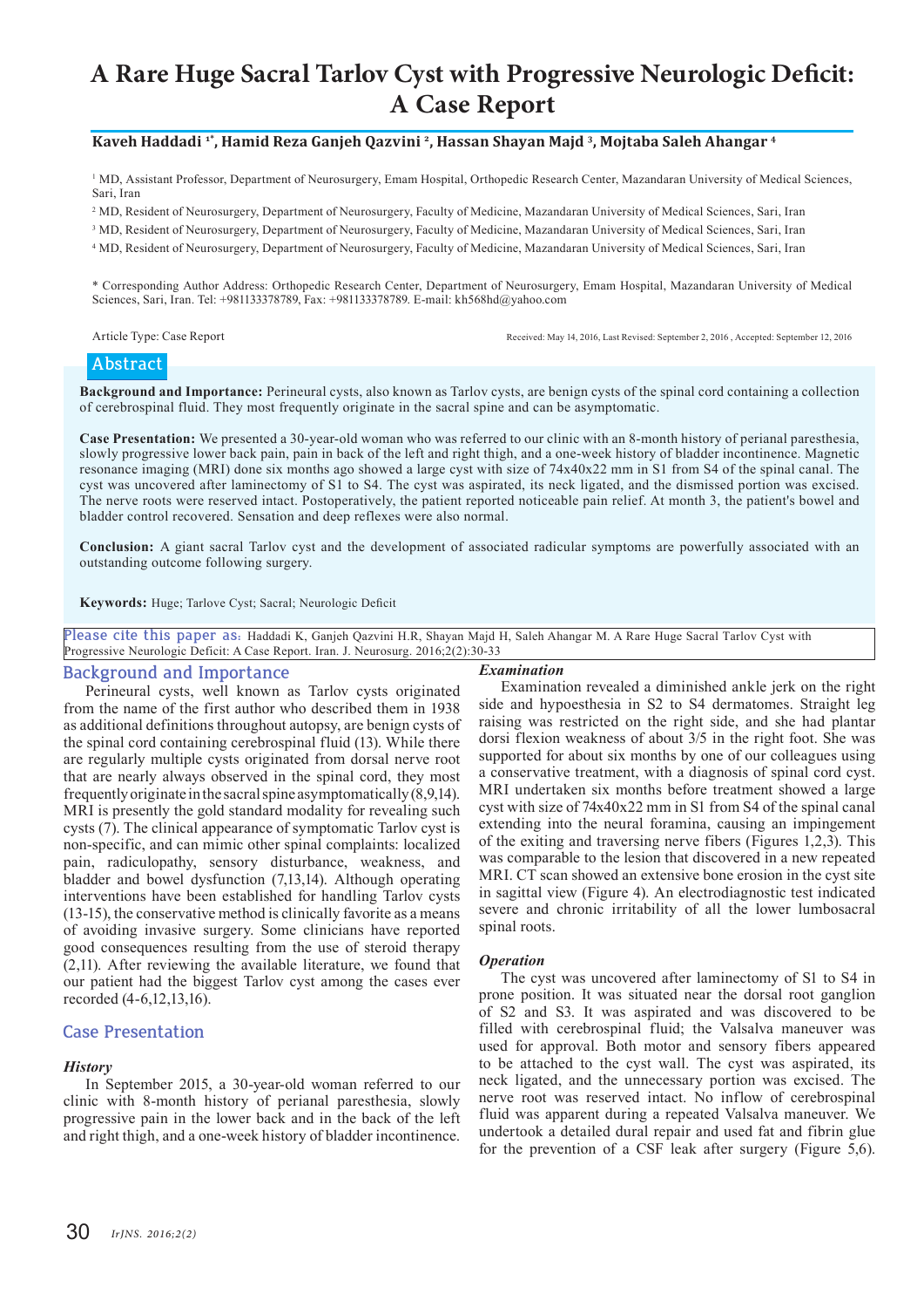# A Rare Huge Sacral Tarlov Cyst with Progressive Neurologic Deficit: A Case Report

**Kaveh Haddadi [1*], Hamid Reza Ganjeh Qazvini [2], Hassan Shayan Majd [3], Mojtaba Saleh Ahangar [4]**

[1] MD, Assistant Professor, Department of Neurosurgery, Emam Hospital, Orthopedic Research Center, Mazandaran University of Medical Sciences, Sari, Iran

[2] MD, Resident of Neurosurgery, Department of Neurosurgery, Faculty of Medicine, Mazandaran University of Medical Sciences, Sari, Iran

[3] MD, Resident of Neurosurgery, Department of Neurosurgery, Faculty of Medicine, Mazandaran University of Medical Sciences, Sari, Iran

[4] MD, Resident of Neurosurgery, Department of Neurosurgery, Faculty of Medicine, Mazandaran University of Medical Sciences, Sari, Iran

* Corresponding Author Address: Orthopedic Research Center, Department of Neurosurgery, Emam Hospital, Mazandaran University of Medical Sciences, Sari, Iran. Tel: +981133378789, Fax: +981133378789. E-mail: kh568hd@yahoo.com

Article Type: Case Report

Received: May 14, 2016, Last Revised: September 2, 2016 , Accepted: September 12, 2016

## Abstract

**Background and Importance:** Perineural cysts, also known as Tarlov cysts, are benign cysts of the spinal cord containing a collection of cerebrospinal fluid. They most frequently originate in the sacral spine and can be asymptomatic.

**Case Presentation:** We presented a 30-year-old woman who was referred to our clinic with an 8-month history of perianal paresthesia, slowly progressive lower back pain, pain in back of the left and right thigh, and a one-week history of bladder incontinence. Magnetic resonance imaging (MRI) done six months ago showed a large cyst with size of 74x40x22 mm in S1 from S4 of the spinal canal. The cyst was uncovered after laminectomy of S1 to S4. The cyst was aspirated, its neck ligated, and the dismissed portion was excised. The nerve roots were reserved intact. Postoperatively, the patient reported noticeable pain relief. At month 3, the patient's bowel and bladder control recovered. Sensation and deep reflexes were also normal.

**Conclusion:** A giant sacral Tarlov cyst and the development of associated radicular symptoms are powerfully associated with an outstanding outcome following surgery.

**Keywords:** Huge; Tarlove Cyst; Sacral; Neurologic Deficit

Please cite this paper as: Haddadi K, Ganjeh Qazvini H.R, Shayan Majd H, Saleh Ahangar M. A Rare Huge Sacral Tarlov Cyst with Progressive Neurologic Deficit: A Case Report. Iran. J. Neurosurg. 2016;2(2):30-33

## Background and Importance

Perineural cysts, well known as Tarlov cysts originated from the name of the first author who described them in 1938 as additional definitions throughout autopsy, are benign cysts of the spinal cord containing cerebrospinal fluid (13). While there are regularly multiple cysts originated from dorsal nerve root that are nearly always observed in the spinal cord, they most frequently originate in the sacral spine asymptomatically (8,9,14). MRI is presently the gold standard modality for revealing such cysts (7). The clinical appearance of symptomatic Tarlov cyst is non-specific, and can mimic other spinal complaints: localized pain, radiculopathy, sensory disturbance, weakness, and bladder and bowel dysfunction (7,13,14). Although operating interventions have been established for handling Tarlov cysts (13-15), the conservative method is clinically favorite as a means of avoiding invasive surgery. Some clinicians have reported good consequences resulting from the use of steroid therapy (2,11). After reviewing the available literature, we found that our patient had the biggest Tarlov cyst among the cases ever recorded (4-6,12,13,16).

## Case Presentation

### *History*

In September 2015, a 30-year-old woman referred to our clinic with 8-month history of perianal paresthesia, slowly progressive pain in the lower back and in the back of the left and right thigh, and a one-week history of bladder incontinence.

### *Examination*

Examination revealed a diminished ankle jerk on the right side and hypoesthesia in S2 to S4 dermatomes. Straight leg raising was restricted on the right side, and she had plantar dorsi flexion weakness of about 3/5 in the right foot. She was supported for about six months by one of our colleagues using a conservative treatment, with a diagnosis of spinal cord cyst. MRI undertaken six months before treatment showed a large cyst with size of 74x40x22 mm in S1 from S4 of the spinal canal extending into the neural foramina, causing an impingement of the exiting and traversing nerve fibers (Figures 1,2,3). This was comparable to the lesion that discovered in a new repeated MRI. CT scan showed an extensive bone erosion in the cyst site in sagittal view (Figure 4). An electrodiagnostic test indicated severe and chronic irritability of all the lower lumbosacral spinal roots.

### *Operation*

The cyst was uncovered after laminectomy of S1 to S4 in prone position. It was situated near the dorsal root ganglion of S2 and S3. It was aspirated and was discovered to be filled with cerebrospinal fluid; the Valsalva maneuver was used for approval. Both motor and sensory fibers appeared to be attached to the cyst wall. The cyst was aspirated, its neck ligated, and the unnecessary portion was excised. The nerve root was reserved intact. No inflow of cerebrospinal fluid was apparent during a repeated Valsalva maneuver. We undertook a detailed dural repair and used fat and fibrin glue for the prevention of a CSF leak after surgery (Figure 5,6).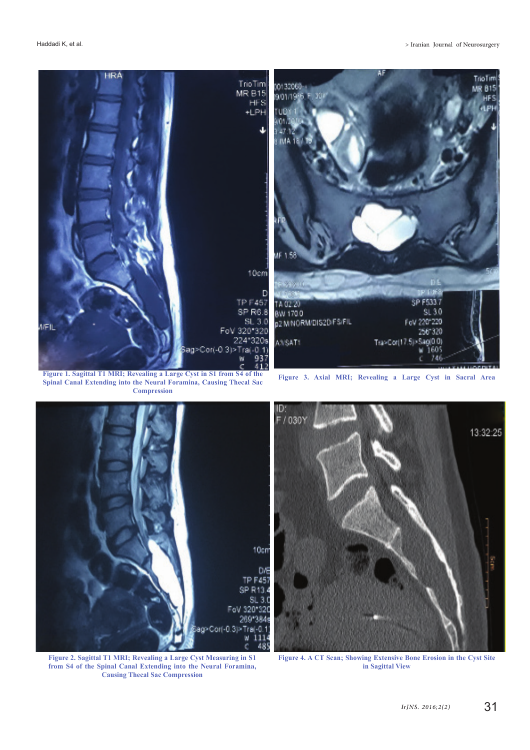Figure 1. Sagittal T1 MRI; Revealing a Large Cyst in S1 from S4 of the Spinal Canal Extending into the Neural Foramina, Causing Thecal Sac Compression

Figure 3. Axial MRI; Revealing a Large Cyst in Sacral Area

Figure 2. Sagittal T1 MRI; Revealing a Large Cyst Measuring in S1 from S4 of the Spinal Canal Extending into the Neural Foramina, Causing Thecal Sac Compression

Figure 4. A CT Scan; Showing Extensive Bone Erosion in the Cyst Site in Sagittal View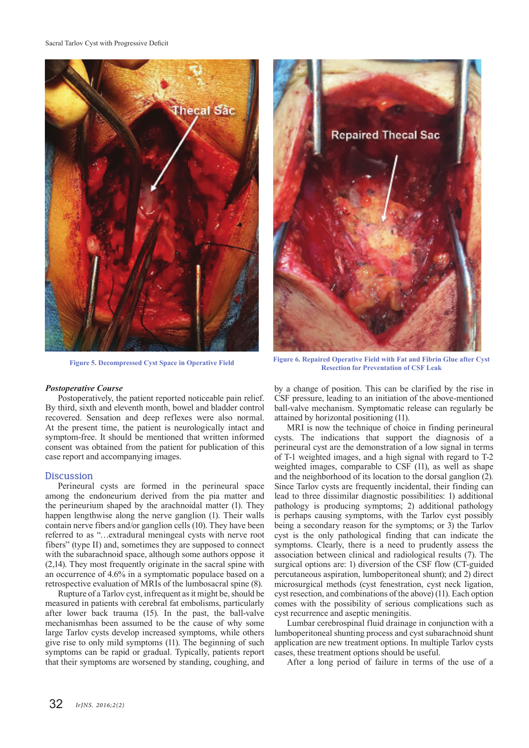Figure 5. Decompressed Cyst Space in Operative Field

Figure 6. Repaired Operative Field with Fat and Fibrin Glue after Cyst Resection for Prevention of CSF Leak

### *Postoperative Course*

Postoperatively, the patient reported noticeable pain relief. By third, sixth and eleventh month, bowel and bladder control recovered. Sensation and deep reflexes were also normal. At the present time, the patient is neurologically intact and symptom-free. It should be mentioned that written informed consent was obtained from the patient for publication of this case report and accompanying images.

## Discussion

Perineural cysts are formed in the perineural space among the endoneurium derived from the pia matter and the perineurium shaped by the arachnoidal matter (1). They happen lengthwise along the nerve ganglion (1). Their walls contain nerve fibers and/or ganglion cells (10). They have been referred to as "…extradural meningeal cysts with nerve root fibers" (type II) and, sometimes they are supposed to connect with the subarachnoid space, although some authors oppose it (2,14). They most frequently originate in the sacral spine with an occurrence of 4.6% in a symptomatic populace based on a retrospective evaluation of MRIs of the lumbosacral spine (8).

Rupture of a Tarlov cyst, infrequent as it might be, should be measured in patients with cerebral fat embolisms, particularly after lower back trauma (15). In the past, the ball-valve mechanismhas been assumed to be the cause of why some large Tarlov cysts develop increased symptoms, while others give rise to only mild symptoms (11). The beginning of such symptoms can be rapid or gradual. Typically, patients report that their symptoms are worsened by standing, coughing, and by a change of position. This can be clarified by the rise in CSF pressure, leading to an initiation of the above-mentioned ball-valve mechanism. Symptomatic release can regularly be attained by horizontal positioning (11).

MRI is now the technique of choice in finding perineural cysts. The indications that support the diagnosis of a perineural cyst are the demonstration of a low signal in terms of T-1 weighted images, and a high signal with regard to T-2 weighted images, comparable to CSF (11), as well as shape and the neighborhood of its location to the dorsal ganglion (2). Since Tarlov cysts are frequently incidental, their finding can lead to three dissimilar diagnostic possibilities: 1) additional pathology is producing symptoms; 2) additional pathology is perhaps causing symptoms, with the Tarlov cyst possibly being a secondary reason for the symptoms; or 3) the Tarlov cyst is the only pathological finding that can indicate the symptoms. Clearly, there is a need to prudently assess the association between clinical and radiological results (7). The surgical options are: 1) diversion of the CSF flow (CT-guided percutaneous aspiration, lumboperitoneal shunt); and 2) direct microsurgical methods (cyst fenestration, cyst neck ligation, cyst resection, and combinations of the above) (11). Each option comes with the possibility of serious complications such as cyst recurrence and aseptic meningitis.

Lumbar cerebrospinal fluid drainage in conjunction with a lumboperitoneal shunting process and cyst subarachnoid shunt application are new treatment options. In multiple Tarlov cysts cases, these treatment options should be useful.

After a long period of failure in terms of the use of a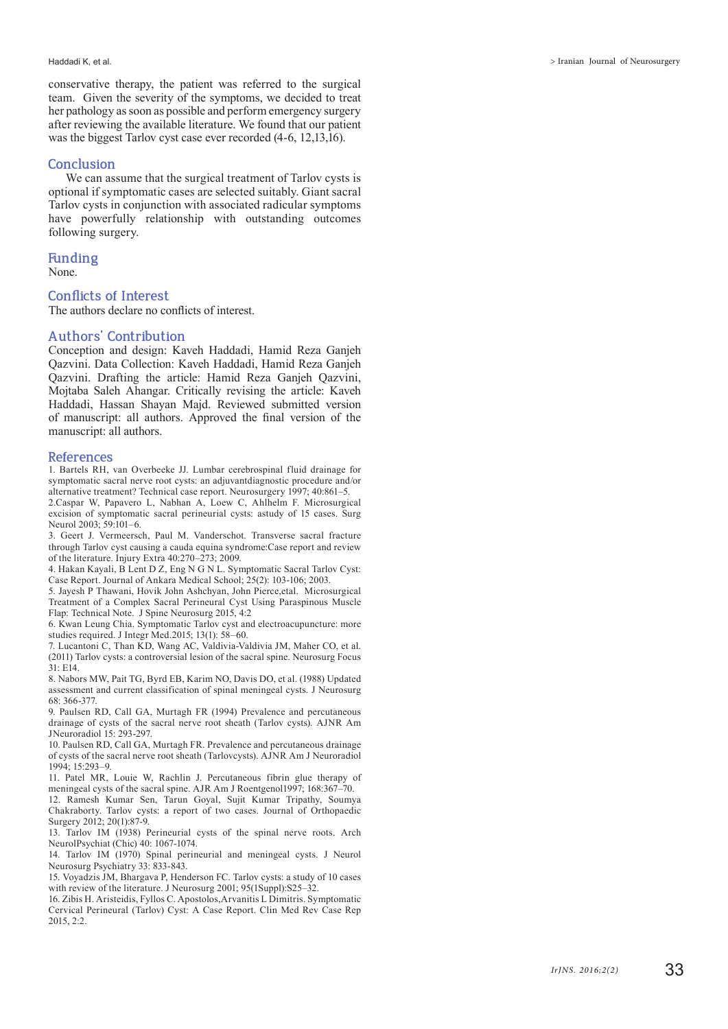conservative therapy, the patient was referred to the surgical team. Given the severity of the symptoms, we decided to treat her pathology as soon as possible and perform emergency surgery after reviewing the available literature. We found that our patient was the biggest Tarlov cyst case ever recorded (4-6, 12,13,16).

## Conclusion

We can assume that the surgical treatment of Tarlov cysts is optional if symptomatic cases are selected suitably. Giant sacral Tarlov cysts in conjunction with associated radicular symptoms have powerfully relationship with outstanding outcomes following surgery.

## Funding

None.

## Conflicts of Interest

The authors declare no conflicts of interest.

## Authors' Contribution

Conception and design: Kaveh Haddadi, Hamid Reza Ganjeh Qazvini. Data Collection: Kaveh Haddadi, Hamid Reza Ganjeh Qazvini. Drafting the article: Hamid Reza Ganjeh Qazvini, Mojtaba Saleh Ahangar. Critically revising the article: Kaveh Haddadi, Hassan Shayan Majd. Reviewed submitted version of manuscript: all authors. Approved the final version of the manuscript: all authors.

## References

1. Bartels RH, van Overbeeke JJ. Lumbar cerebrospinal fluid drainage for symptomatic sacral nerve root cysts: an adjuvantdiagnostic procedure and/or alternative treatment? Technical case report. Neurosurgery 1997; 40:861–5.
2.Caspar W, Papavero L, Nabhan A, Loew C, Ahlhelm F. Microsurgical excision of symptomatic sacral perineurial cysts: astudy of 15 cases. Surg Neurol 2003; 59:101–6.
3. Geert J. Vermeersch, Paul M. Vanderschot. Transverse sacral fracture through Tarlov cyst causing a cauda equina syndrome:Case report and review of the literature. Injury Extra 40:270–273; 2009.
4. Hakan Kayali, B Lent D Z, Eng N G N L. Symptomatic Sacral Tarlov Cyst: Case Report. Journal of Ankara Medical School; 25(2): 103-106; 2003.
5. Jayesh P Thawani, Hovik John Ashchyan, John Pierce,etal. Microsurgical Treatment of a Complex Sacral Perineural Cyst Using Paraspinous Muscle Flap: Technical Note. J Spine Neurosurg 2015, 4:2
6. Kwan Leung Chia. Symptomatic Tarlov cyst and electroacupuncture: more studies required. J Integr Med.2015; 13(1): 58–60.
7. Lucantoni C, Than KD, Wang AC, Valdivia-Valdivia JM, Maher CO, et al. (2011) Tarlov cysts: a controversial lesion of the sacral spine. Neurosurg Focus 31: E14.
8. Nabors MW, Pait TG, Byrd EB, Karim NO, Davis DO, et al. (1988) Updated assessment and current classification of spinal meningeal cysts. J Neurosurg 68: 366-377.
9. Paulsen RD, Call GA, Murtagh FR (1994) Prevalence and percutaneous drainage of cysts of the sacral nerve root sheath (Tarlov cysts). AJNR Am JNeuroradiol 15: 293-297.
10. Paulsen RD, Call GA, Murtagh FR. Prevalence and percutaneous drainage of cysts of the sacral nerve root sheath (Tarlovcysts). AJNR Am J Neuroradiol 1994; 15:293–9.
11. Patel MR, Louie W, Rachlin J. Percutaneous fibrin glue therapy of meningeal cysts of the sacral spine. AJR Am J Roentgenol1997; 168:367–70.
12. Ramesh Kumar Sen, Tarun Goyal, Sujit Kumar Tripathy, Soumya Chakraborty. Tarlov cysts: a report of two cases. Journal of Orthopaedic Surgery 2012; 20(1):87-9.
13. Tarlov IM (1938) Perineurial cysts of the spinal nerve roots. Arch NeurolPsychiat (Chic) 40: 1067-1074.
14. Tarlov IM (1970) Spinal perineurial and meningeal cysts. J Neurol Neurosurg Psychiatry 33: 833-843.
15. Voyadzis JM, Bhargava P, Henderson FC. Tarlov cysts: a study of 10 cases with review of the literature. J Neurosurg 2001; 95(1Suppl):S25–32.
16. Zibis H. Aristeidis, Fyllos C. Apostolos,Arvanitis L Dimitris. Symptomatic Cervical Perineural (Tarlov) Cyst: A Case Report. Clin Med Rev Case Rep 2015, 2:2.